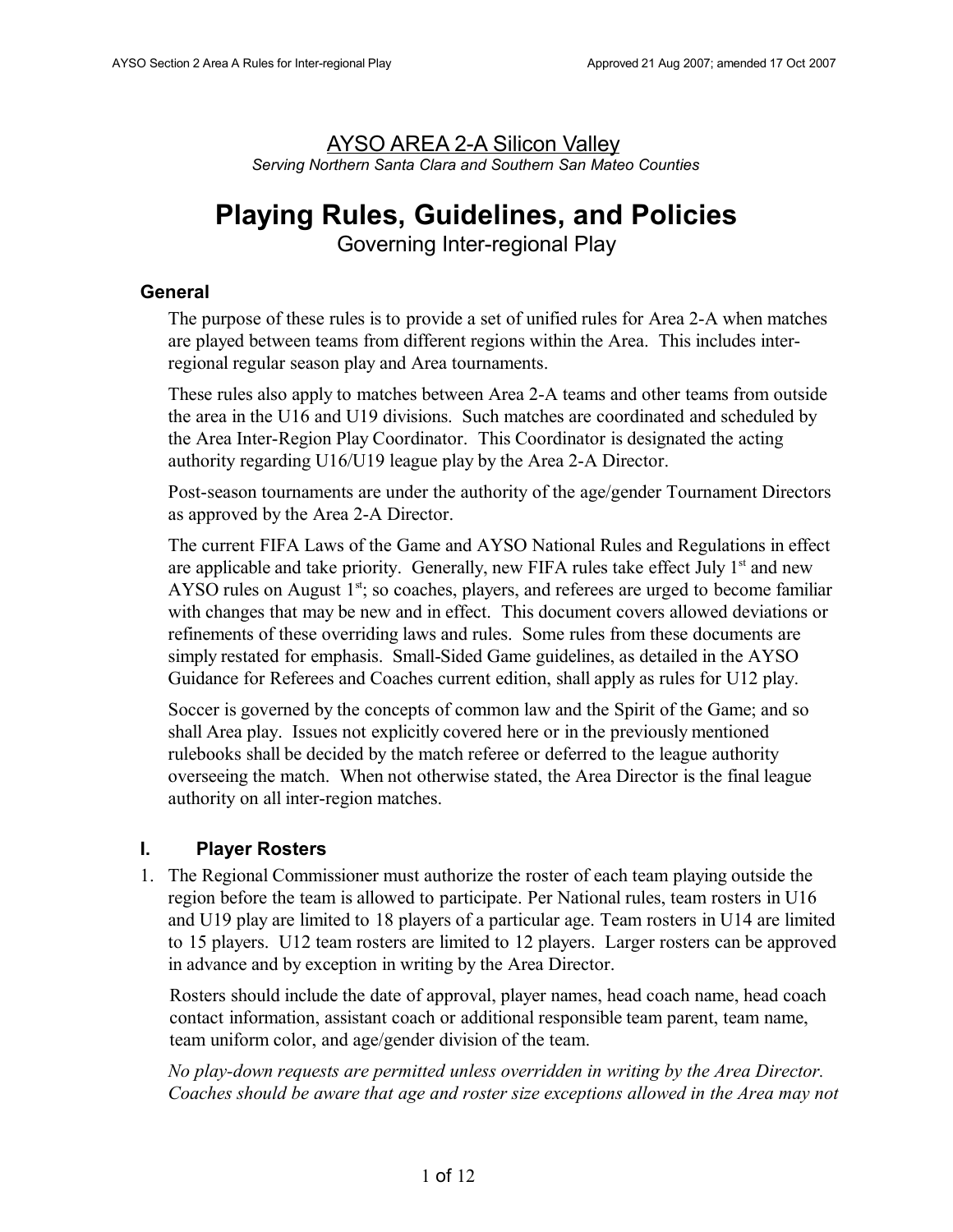AYSO AREA 2-A Silicon Valley

*Serving Northern Santa Clara and Southern San Mateo Counties*

# Playing Rules, Guidelines, and Policies

Governing Inter-regional Play

## General

The purpose of these rules is to provide a set of unified rules for Area 2-A when matches are played between teams from different regions within the Area. This includes inter-regional regular season play and Area tournaments.

These rules also apply to matches between Area 2-A teams and other teams from outside the area in the U16 and U19 divisions. Such matches are coordinated and scheduled by the Area Inter-Region Play Coordinator. This Coordinator is designated the acting authority regarding U16/U19 league play by the Area 2-A Director.

Post-season tournaments are under the authority of the age/gender Tournament Directors as approved by the Area 2-A Director.

The current FIFA Laws of the Game and AYSO National Rules and Regulations in effect are applicable and take priority. Generally, new FIFA rules take effect July 1st and new AYSO rules on August 1st; so coaches, players, and referees are urged to become familiar with changes that may be new and in effect. This document covers allowed deviations or refinements of these overriding laws and rules. Some rules from these documents are simply restated for emphasis. Small-Sided Game guidelines, as detailed in the AYSO Guidance for Referees and Coaches current edition, shall apply as rules for U12 play.

Soccer is governed by the concepts of common law and the Spirit of the Game; and so shall Area play. Issues not explicitly covered here or in the previously mentioned rulebooks shall be decided by the match referee or deferred to the league authority overseeing the match. When not otherwise stated, the Area Director is the final league authority on all inter-region matches.

## I. Player Rosters

1. The Regional Commissioner must authorize the roster of each team playing outside the region before the team is allowed to participate. Per National rules, team rosters in U16 and U19 play are limited to 18 players of a particular age. Team rosters in U14 are limited to 15 players. U12 team rosters are limited to 12 players. Larger rosters can be approved in advance and by exception in writing by the Area Director.

   Rosters should include the date of approval, player names, head coach name, head coach contact information, assistant coach or additional responsible team parent, team name, team uniform color, and age/gender division of the team.

   *No play-down requests are permitted unless overridden in writing by the Area Director. Coaches should be aware that age and roster size exceptions allowed in the Area may not*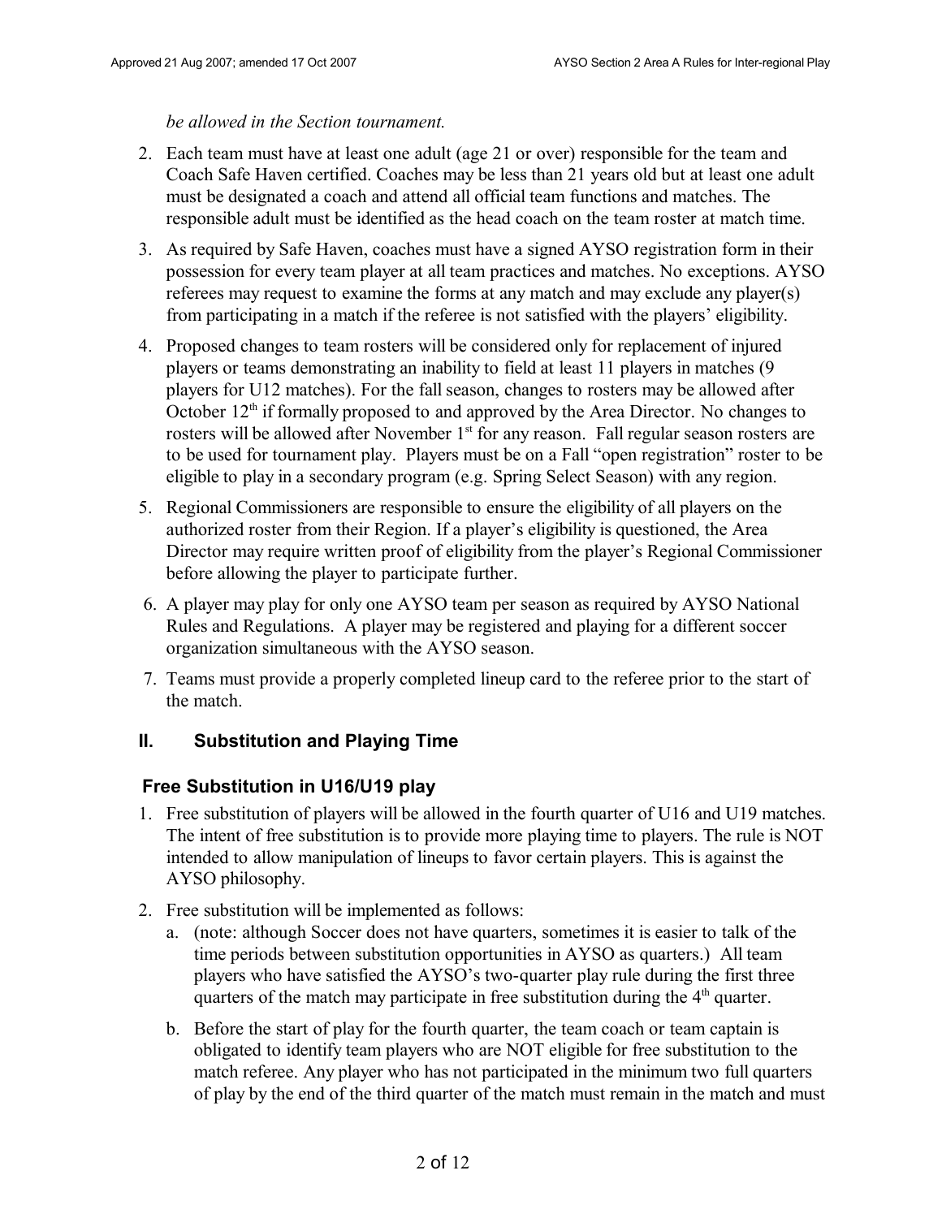*be allowed in the Section tournament.*

2. Each team must have at least one adult (age 21 or over) responsible for the team and Coach Safe Haven certified. Coaches may be less than 21 years old but at least one adult must be designated a coach and attend all official team functions and matches. The responsible adult must be identified as the head coach on the team roster at match time.
3. As required by Safe Haven, coaches must have a signed AYSO registration form in their possession for every team player at all team practices and matches. No exceptions. AYSO referees may request to examine the forms at any match and may exclude any player(s) from participating in a match if the referee is not satisfied with the players' eligibility.
4. Proposed changes to team rosters will be considered only for replacement of injured players or teams demonstrating an inability to field at least 11 players in matches (9 players for U12 matches). For the fall season, changes to rosters may be allowed after October 12th if formally proposed to and approved by the Area Director. No changes to rosters will be allowed after November 1st for any reason. Fall regular season rosters are to be used for tournament play. Players must be on a Fall "open registration" roster to be eligible to play in a secondary program (e.g. Spring Select Season) with any region.
5. Regional Commissioners are responsible to ensure the eligibility of all players on the authorized roster from their Region. If a player's eligibility is questioned, the Area Director may require written proof of eligibility from the player's Regional Commissioner before allowing the player to participate further.
6. A player may play for only one AYSO team per season as required by AYSO National Rules and Regulations. A player may be registered and playing for a different soccer organization simultaneous with the AYSO season.
7. Teams must provide a properly completed lineup card to the referee prior to the start of the match.

## II. Substitution and Playing Time

### Free Substitution in U16/U19 play

1. Free substitution of players will be allowed in the fourth quarter of U16 and U19 matches. The intent of free substitution is to provide more playing time to players. The rule is NOT intended to allow manipulation of lineups to favor certain players. This is against the AYSO philosophy.
2. Free substitution will be implemented as follows:
   a. (note: although Soccer does not have quarters, sometimes it is easier to talk of the time periods between substitution opportunities in AYSO as quarters.) All team players who have satisfied the AYSO's two-quarter play rule during the first three quarters of the match may participate in free substitution during the 4th quarter.
   b. Before the start of play for the fourth quarter, the team coach or team captain is obligated to identify team players who are NOT eligible for free substitution to the match referee. Any player who has not participated in the minimum two full quarters of play by the end of the third quarter of the match must remain in the match and must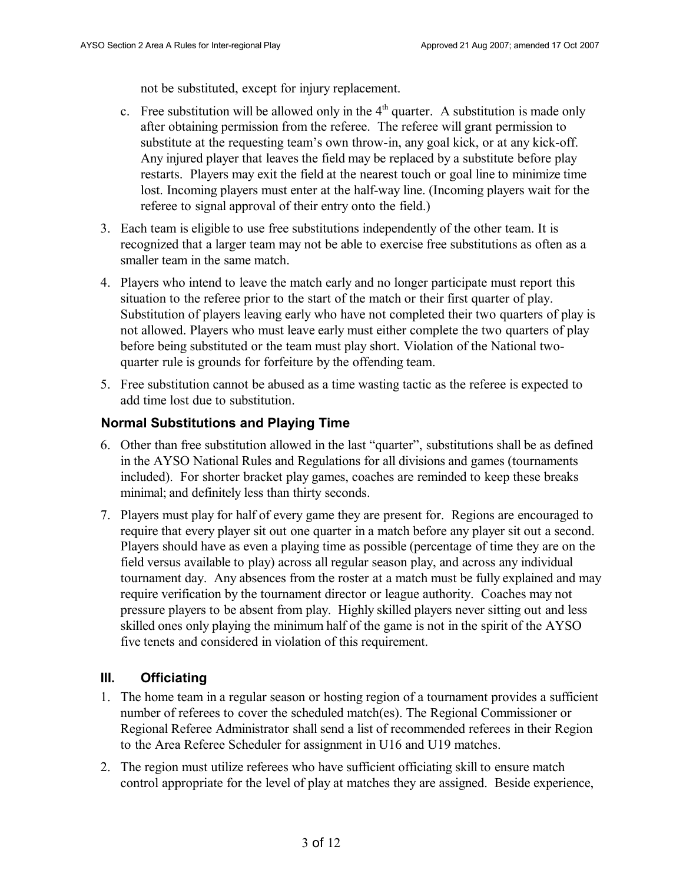not be substituted, except for injury replacement.

c. Free substitution will be allowed only in the 4th quarter. A substitution is made only after obtaining permission from the referee. The referee will grant permission to substitute at the requesting team's own throw-in, any goal kick, or at any kick-off. Any injured player that leaves the field may be replaced by a substitute before play restarts. Players may exit the field at the nearest touch or goal line to minimize time lost. Incoming players must enter at the half-way line. (Incoming players wait for the referee to signal approval of their entry onto the field.)

3. Each team is eligible to use free substitutions independently of the other team. It is recognized that a larger team may not be able to exercise free substitutions as often as a smaller team in the same match.

4. Players who intend to leave the match early and no longer participate must report this situation to the referee prior to the start of the match or their first quarter of play. Substitution of players leaving early who have not completed their two quarters of play is not allowed. Players who must leave early must either complete the two quarters of play before being substituted or the team must play short. Violation of the National two-quarter rule is grounds for forfeiture by the offending team.

5. Free substitution cannot be abused as a time wasting tactic as the referee is expected to add time lost due to substitution.

### Normal Substitutions and Playing Time

6. Other than free substitution allowed in the last "quarter", substitutions shall be as defined in the AYSO National Rules and Regulations for all divisions and games (tournaments included). For shorter bracket play games, coaches are reminded to keep these breaks minimal; and definitely less than thirty seconds.

7. Players must play for half of every game they are present for. Regions are encouraged to require that every player sit out one quarter in a match before any player sit out a second. Players should have as even a playing time as possible (percentage of time they are on the field versus available to play) across all regular season play, and across any individual tournament day. Any absences from the roster at a match must be fully explained and may require verification by the tournament director or league authority. Coaches may not pressure players to be absent from play. Highly skilled players never sitting out and less skilled ones only playing the minimum half of the game is not in the spirit of the AYSO five tenets and considered in violation of this requirement.

## III. Officiating

1. The home team in a regular season or hosting region of a tournament provides a sufficient number of referees to cover the scheduled match(es). The Regional Commissioner or Regional Referee Administrator shall send a list of recommended referees in their Region to the Area Referee Scheduler for assignment in U16 and U19 matches.

2. The region must utilize referees who have sufficient officiating skill to ensure match control appropriate for the level of play at matches they are assigned. Beside experience,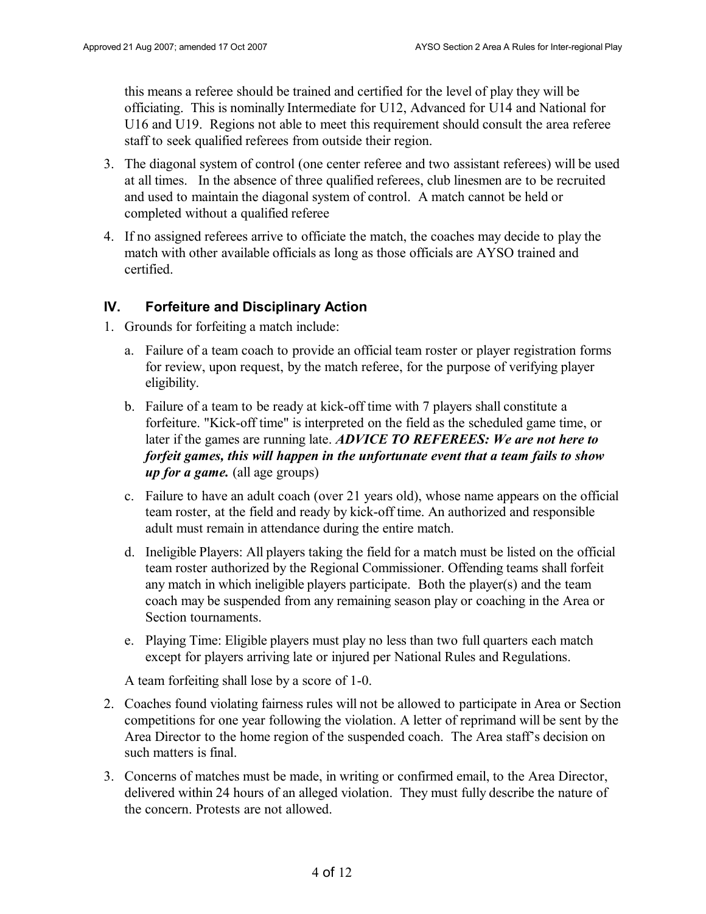this means a referee should be trained and certified for the level of play they will be officiating. This is nominally Intermediate for U12, Advanced for U14 and National for U16 and U19. Regions not able to meet this requirement should consult the area referee staff to seek qualified referees from outside their region.

3. The diagonal system of control (one center referee and two assistant referees) will be used at all times. In the absence of three qualified referees, club linesmen are to be recruited and used to maintain the diagonal system of control. A match cannot be held or completed without a qualified referee

4. If no assigned referees arrive to officiate the match, the coaches may decide to play the match with other available officials as long as those officials are AYSO trained and certified.

## IV. Forfeiture and Disciplinary Action

1. Grounds for forfeiting a match include:

   a. Failure of a team coach to provide an official team roster or player registration forms for review, upon request, by the match referee, for the purpose of verifying player eligibility.

   b. Failure of a team to be ready at kick-off time with 7 players shall constitute a forfeiture. "Kick-off time" is interpreted on the field as the scheduled game time, or later if the games are running late. ***ADVICE TO REFEREES: We are not here to forfeit games, this will happen in the unfortunate event that a team fails to show up for a game.*** (all age groups)

   c. Failure to have an adult coach (over 21 years old), whose name appears on the official team roster, at the field and ready by kick-off time. An authorized and responsible adult must remain in attendance during the entire match.

   d. Ineligible Players: All players taking the field for a match must be listed on the official team roster authorized by the Regional Commissioner. Offending teams shall forfeit any match in which ineligible players participate. Both the player(s) and the team coach may be suspended from any remaining season play or coaching in the Area or Section tournaments.

   e. Playing Time: Eligible players must play no less than two full quarters each match except for players arriving late or injured per National Rules and Regulations.

   A team forfeiting shall lose by a score of 1-0.

2. Coaches found violating fairness rules will not be allowed to participate in Area or Section competitions for one year following the violation. A letter of reprimand will be sent by the Area Director to the home region of the suspended coach. The Area staff's decision on such matters is final.

3. Concerns of matches must be made, in writing or confirmed email, to the Area Director, delivered within 24 hours of an alleged violation. They must fully describe the nature of the concern. Protests are not allowed.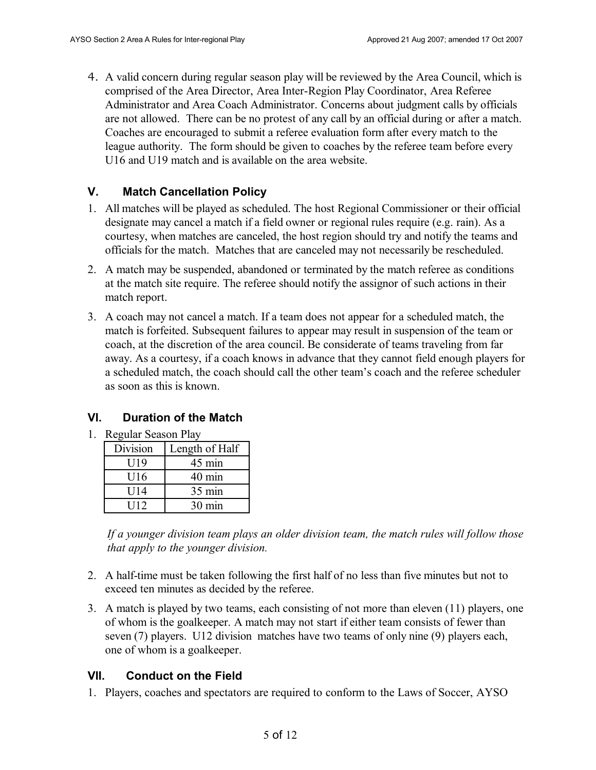4. A valid concern during regular season play will be reviewed by the Area Council, which is comprised of the Area Director, Area Inter-Region Play Coordinator, Area Referee Administrator and Area Coach Administrator. Concerns about judgment calls by officials are not allowed. There can be no protest of any call by an official during or after a match. Coaches are encouraged to submit a referee evaluation form after every match to the league authority. The form should be given to coaches by the referee team before every U16 and U19 match and is available on the area website.

## V. Match Cancellation Policy

1. All matches will be played as scheduled. The host Regional Commissioner or their official designate may cancel a match if a field owner or regional rules require (e.g. rain). As a courtesy, when matches are canceled, the host region should try and notify the teams and officials for the match. Matches that are canceled may not necessarily be rescheduled.
2. A match may be suspended, abandoned or terminated by the match referee as conditions at the match site require. The referee should notify the assignor of such actions in their match report.
3. A coach may not cancel a match. If a team does not appear for a scheduled match, the match is forfeited. Subsequent failures to appear may result in suspension of the team or coach, at the discretion of the area council. Be considerate of teams traveling from far away. As a courtesy, if a coach knows in advance that they cannot field enough players for a scheduled match, the coach should call the other team's coach and the referee scheduler as soon as this is known.

## VI. Duration of the Match

1. Regular Season Play

| Division | Length of Half |
|---|---|
| U19 | 45 min |
| U16 | 40 min |
| U14 | 35 min |
| U12 | 30 min |

*If a younger division team plays an older division team, the match rules will follow those that apply to the younger division.*

2. A half-time must be taken following the first half of no less than five minutes but not to exceed ten minutes as decided by the referee.
3. A match is played by two teams, each consisting of not more than eleven (11) players, one of whom is the goalkeeper. A match may not start if either team consists of fewer than seven (7) players. U12 division matches have two teams of only nine (9) players each, one of whom is a goalkeeper.

## VII. Conduct on the Field

1. Players, coaches and spectators are required to conform to the Laws of Soccer, AYSO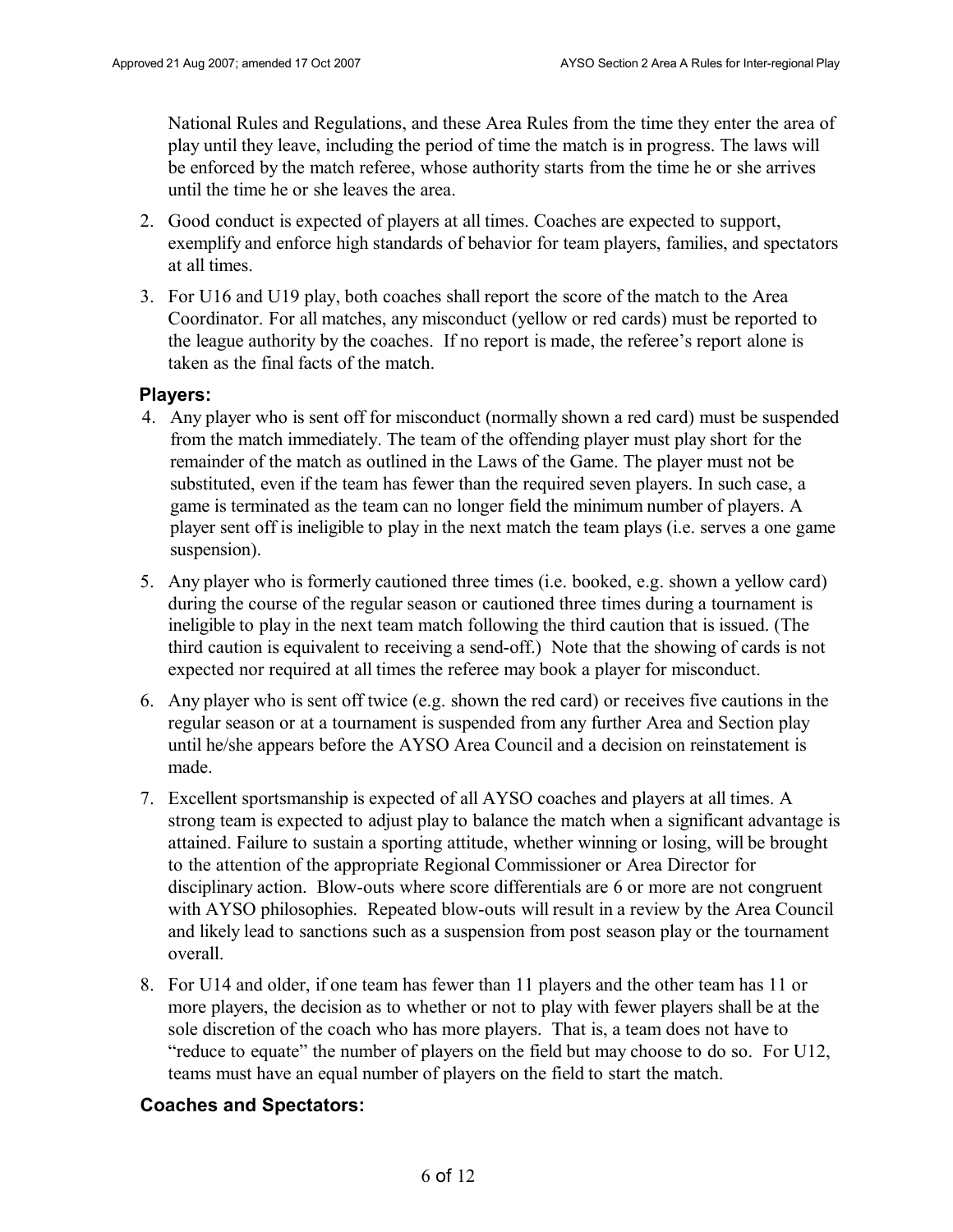National Rules and Regulations, and these Area Rules from the time they enter the area of play until they leave, including the period of time the match is in progress. The laws will be enforced by the match referee, whose authority starts from the time he or she arrives until the time he or she leaves the area.

2. Good conduct is expected of players at all times. Coaches are expected to support, exemplify and enforce high standards of behavior for team players, families, and spectators at all times.
3. For U16 and U19 play, both coaches shall report the score of the match to the Area Coordinator. For all matches, any misconduct (yellow or red cards) must be reported to the league authority by the coaches. If no report is made, the referee's report alone is taken as the final facts of the match.

### Players:

4. Any player who is sent off for misconduct (normally shown a red card) must be suspended from the match immediately. The team of the offending player must play short for the remainder of the match as outlined in the Laws of the Game. The player must not be substituted, even if the team has fewer than the required seven players. In such case, a game is terminated as the team can no longer field the minimum number of players. A player sent off is ineligible to play in the next match the team plays (i.e. serves a one game suspension).
5. Any player who is formerly cautioned three times (i.e. booked, e.g. shown a yellow card) during the course of the regular season or cautioned three times during a tournament is ineligible to play in the next team match following the third caution that is issued. (The third caution is equivalent to receiving a send-off.) Note that the showing of cards is not expected nor required at all times the referee may book a player for misconduct.
6. Any player who is sent off twice (e.g. shown the red card) or receives five cautions in the regular season or at a tournament is suspended from any further Area and Section play until he/she appears before the AYSO Area Council and a decision on reinstatement is made.
7. Excellent sportsmanship is expected of all AYSO coaches and players at all times. A strong team is expected to adjust play to balance the match when a significant advantage is attained. Failure to sustain a sporting attitude, whether winning or losing, will be brought to the attention of the appropriate Regional Commissioner or Area Director for disciplinary action. Blow-outs where score differentials are 6 or more are not congruent with AYSO philosophies. Repeated blow-outs will result in a review by the Area Council and likely lead to sanctions such as a suspension from post season play or the tournament overall.
8. For U14 and older, if one team has fewer than 11 players and the other team has 11 or more players, the decision as to whether or not to play with fewer players shall be at the sole discretion of the coach who has more players. That is, a team does not have to "reduce to equate" the number of players on the field but may choose to do so. For U12, teams must have an equal number of players on the field to start the match.

### Coaches and Spectators: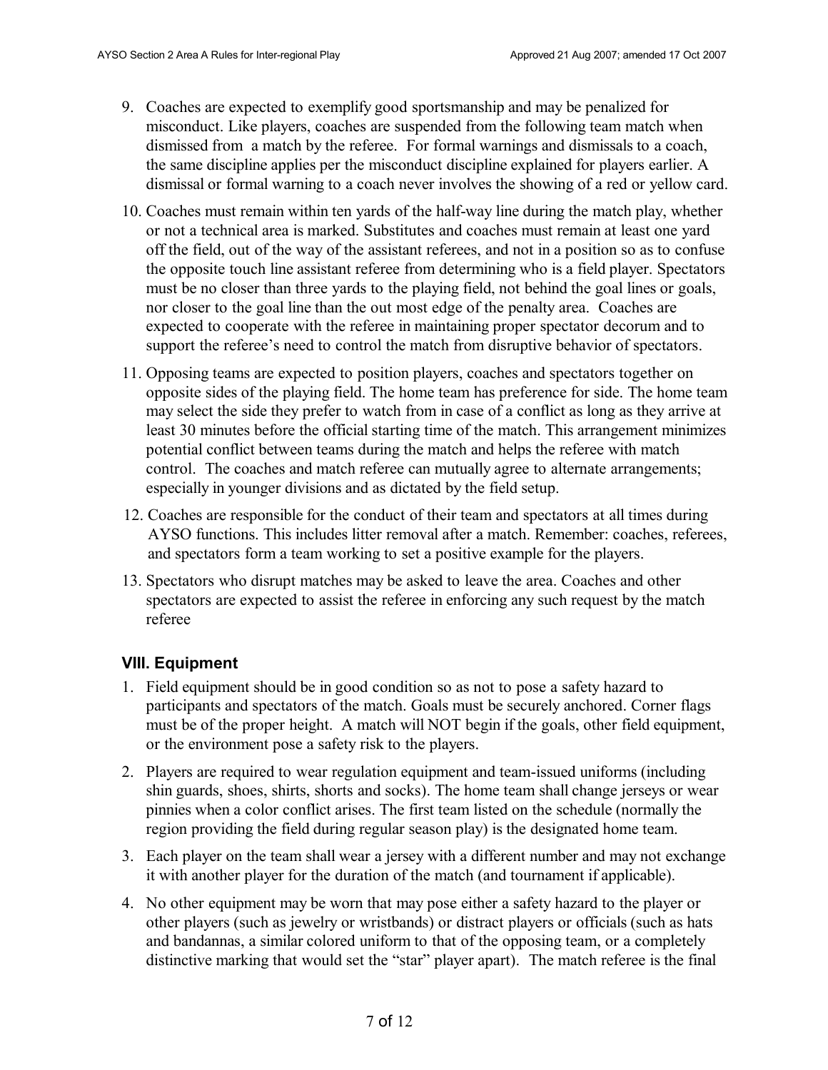9. Coaches are expected to exemplify good sportsmanship and may be penalized for misconduct. Like players, coaches are suspended from the following team match when dismissed from a match by the referee. For formal warnings and dismissals to a coach, the same discipline applies per the misconduct discipline explained for players earlier. A dismissal or formal warning to a coach never involves the showing of a red or yellow card.

10. Coaches must remain within ten yards of the half-way line during the match play, whether or not a technical area is marked. Substitutes and coaches must remain at least one yard off the field, out of the way of the assistant referees, and not in a position so as to confuse the opposite touch line assistant referee from determining who is a field player. Spectators must be no closer than three yards to the playing field, not behind the goal lines or goals, nor closer to the goal line than the out most edge of the penalty area. Coaches are expected to cooperate with the referee in maintaining proper spectator decorum and to support the referee's need to control the match from disruptive behavior of spectators.

11. Opposing teams are expected to position players, coaches and spectators together on opposite sides of the playing field. The home team has preference for side. The home team may select the side they prefer to watch from in case of a conflict as long as they arrive at least 30 minutes before the official starting time of the match. This arrangement minimizes potential conflict between teams during the match and helps the referee with match control. The coaches and match referee can mutually agree to alternate arrangements; especially in younger divisions and as dictated by the field setup.

12. Coaches are responsible for the conduct of their team and spectators at all times during AYSO functions. This includes litter removal after a match. Remember: coaches, referees, and spectators form a team working to set a positive example for the players.

13. Spectators who disrupt matches may be asked to leave the area. Coaches and other spectators are expected to assist the referee in enforcing any such request by the match referee

### VIII. Equipment

1. Field equipment should be in good condition so as not to pose a safety hazard to participants and spectators of the match. Goals must be securely anchored. Corner flags must be of the proper height. A match will NOT begin if the goals, other field equipment, or the environment pose a safety risk to the players.

2. Players are required to wear regulation equipment and team-issued uniforms (including shin guards, shoes, shirts, shorts and socks). The home team shall change jerseys or wear pinnies when a color conflict arises. The first team listed on the schedule (normally the region providing the field during regular season play) is the designated home team.

3. Each player on the team shall wear a jersey with a different number and may not exchange it with another player for the duration of the match (and tournament if applicable).

4. No other equipment may be worn that may pose either a safety hazard to the player or other players (such as jewelry or wristbands) or distract players or officials (such as hats and bandannas, a similar colored uniform to that of the opposing team, or a completely distinctive marking that would set the "star" player apart). The match referee is the final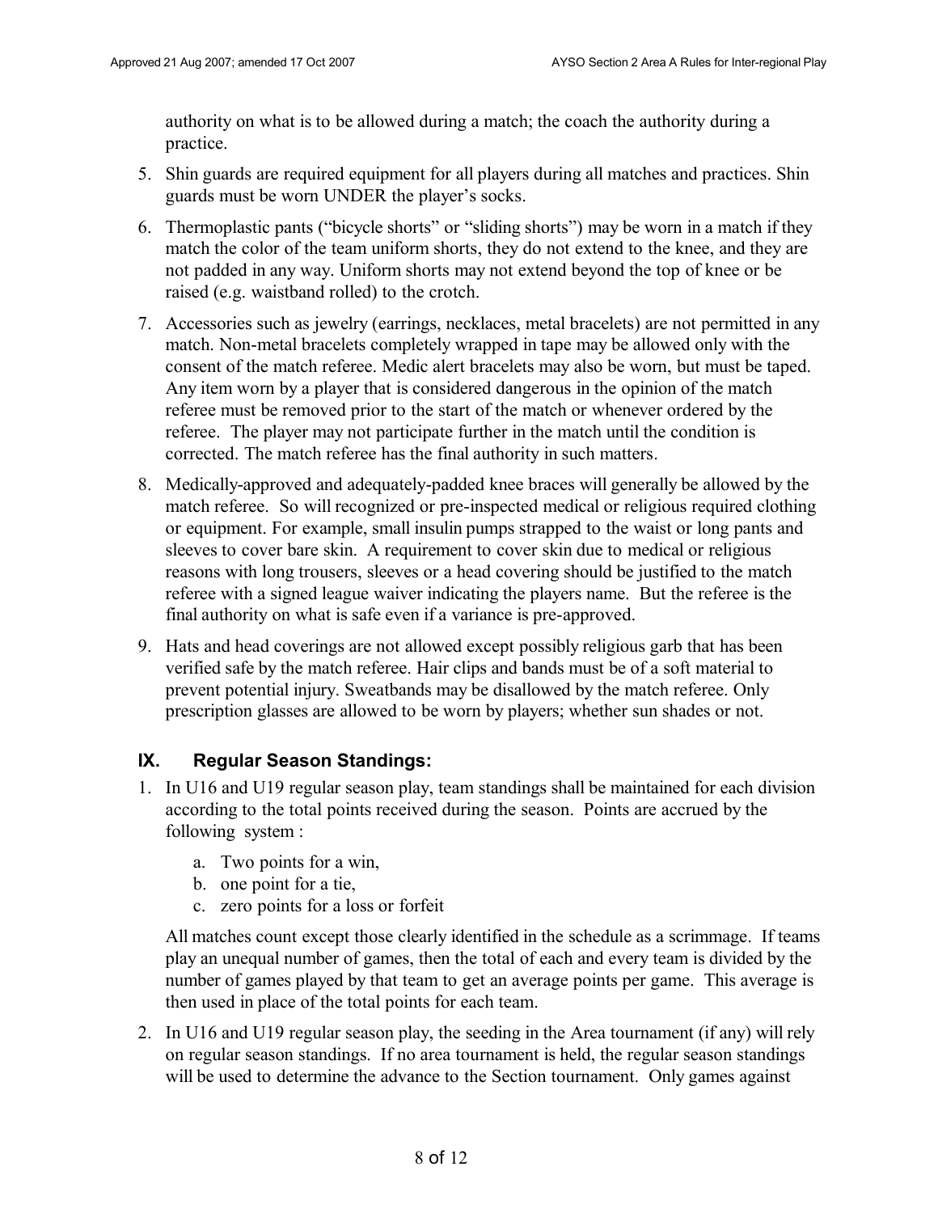authority on what is to be allowed during a match; the coach the authority during a practice.

5. Shin guards are required equipment for all players during all matches and practices. Shin guards must be worn UNDER the player's socks.
6. Thermoplastic pants ("bicycle shorts" or "sliding shorts") may be worn in a match if they match the color of the team uniform shorts, they do not extend to the knee, and they are not padded in any way. Uniform shorts may not extend beyond the top of knee or be raised (e.g. waistband rolled) to the crotch.
7. Accessories such as jewelry (earrings, necklaces, metal bracelets) are not permitted in any match. Non-metal bracelets completely wrapped in tape may be allowed only with the consent of the match referee. Medic alert bracelets may also be worn, but must be taped. Any item worn by a player that is considered dangerous in the opinion of the match referee must be removed prior to the start of the match or whenever ordered by the referee. The player may not participate further in the match until the condition is corrected. The match referee has the final authority in such matters.
8. Medically-approved and adequately-padded knee braces will generally be allowed by the match referee. So will recognized or pre-inspected medical or religious required clothing or equipment. For example, small insulin pumps strapped to the waist or long pants and sleeves to cover bare skin. A requirement to cover skin due to medical or religious reasons with long trousers, sleeves or a head covering should be justified to the match referee with a signed league waiver indicating the players name. But the referee is the final authority on what is safe even if a variance is pre-approved.
9. Hats and head coverings are not allowed except possibly religious garb that has been verified safe by the match referee. Hair clips and bands must be of a soft material to prevent potential injury. Sweatbands may be disallowed by the match referee. Only prescription glasses are allowed to be worn by players; whether sun shades or not.

## IX. Regular Season Standings:

1. In U16 and U19 regular season play, team standings shall be maintained for each division according to the total points received during the season. Points are accrued by the following system :
   a. Two points for a win,
   b. one point for a tie,
   c. zero points for a loss or forfeit

   All matches count except those clearly identified in the schedule as a scrimmage. If teams play an unequal number of games, then the total of each and every team is divided by the number of games played by that team to get an average points per game. This average is then used in place of the total points for each team.

2. In U16 and U19 regular season play, the seeding in the Area tournament (if any) will rely on regular season standings. If no area tournament is held, the regular season standings will be used to determine the advance to the Section tournament. Only games against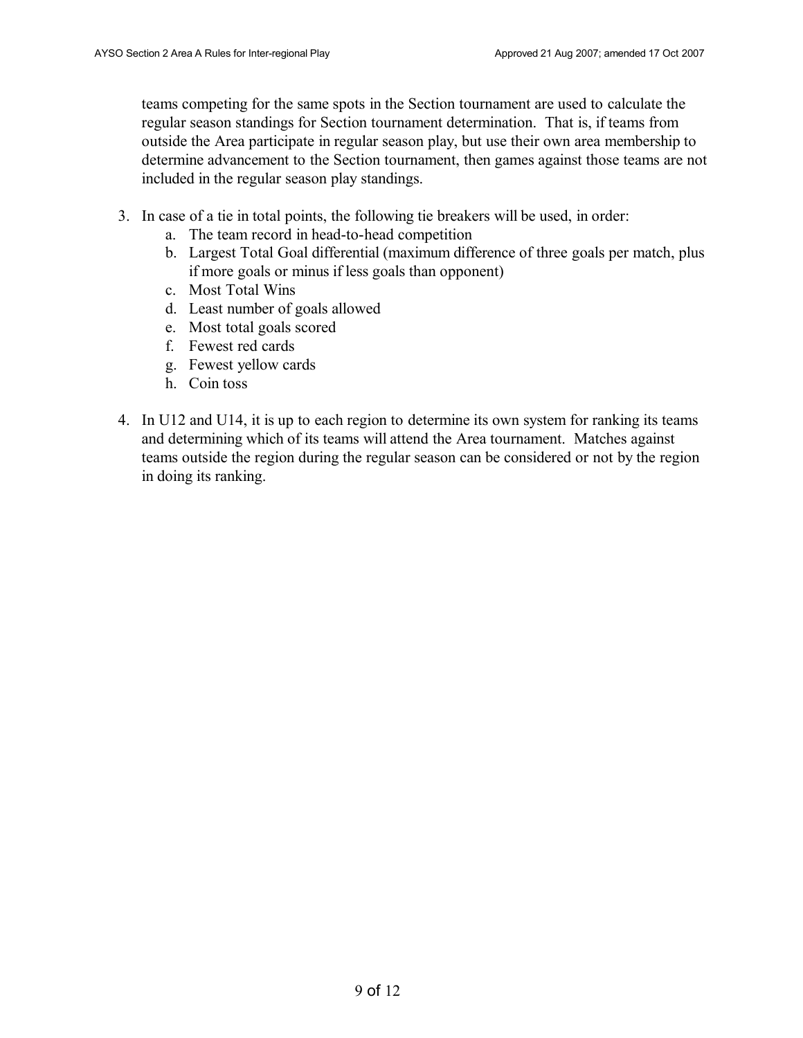teams competing for the same spots in the Section tournament are used to calculate the regular season standings for Section tournament determination. That is, if teams from outside the Area participate in regular season play, but use their own area membership to determine advancement to the Section tournament, then games against those teams are not included in the regular season play standings.

3. In case of a tie in total points, the following tie breakers will be used, in order:
   a. The team record in head-to-head competition
   b. Largest Total Goal differential (maximum difference of three goals per match, plus if more goals or minus if less goals than opponent)
   c. Most Total Wins
   d. Least number of goals allowed
   e. Most total goals scored
   f. Fewest red cards
   g. Fewest yellow cards
   h. Coin toss

4. In U12 and U14, it is up to each region to determine its own system for ranking its teams and determining which of its teams will attend the Area tournament. Matches against teams outside the region during the regular season can be considered or not by the region in doing its ranking.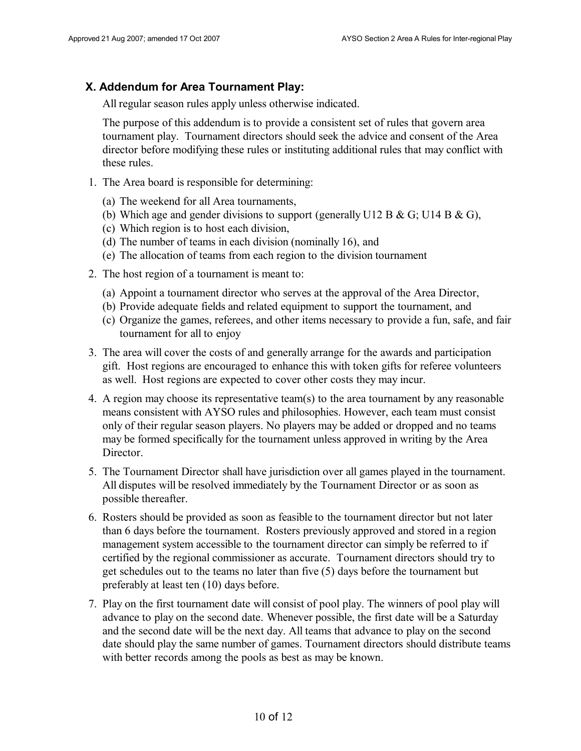## X. Addendum for Area Tournament Play:

All regular season rules apply unless otherwise indicated.

The purpose of this addendum is to provide a consistent set of rules that govern area tournament play. Tournament directors should seek the advice and consent of the Area director before modifying these rules or instituting additional rules that may conflict with these rules.

1. The Area board is responsible for determining:
   (a) The weekend for all Area tournaments,
   (b) Which age and gender divisions to support (generally U12 B & G; U14 B & G),
   (c) Which region is to host each division,
   (d) The number of teams in each division (nominally 16), and
   (e) The allocation of teams from each region to the division tournament
2. The host region of a tournament is meant to:
   (a) Appoint a tournament director who serves at the approval of the Area Director,
   (b) Provide adequate fields and related equipment to support the tournament, and
   (c) Organize the games, referees, and other items necessary to provide a fun, safe, and fair tournament for all to enjoy
3. The area will cover the costs of and generally arrange for the awards and participation gift. Host regions are encouraged to enhance this with token gifts for referee volunteers as well. Host regions are expected to cover other costs they may incur.
4. A region may choose its representative team(s) to the area tournament by any reasonable means consistent with AYSO rules and philosophies. However, each team must consist only of their regular season players. No players may be added or dropped and no teams may be formed specifically for the tournament unless approved in writing by the Area Director.
5. The Tournament Director shall have jurisdiction over all games played in the tournament. All disputes will be resolved immediately by the Tournament Director or as soon as possible thereafter.
6. Rosters should be provided as soon as feasible to the tournament director but not later than 6 days before the tournament. Rosters previously approved and stored in a region management system accessible to the tournament director can simply be referred to if certified by the regional commissioner as accurate. Tournament directors should try to get schedules out to the teams no later than five (5) days before the tournament but preferably at least ten (10) days before.
7. Play on the first tournament date will consist of pool play. The winners of pool play will advance to play on the second date. Whenever possible, the first date will be a Saturday and the second date will be the next day. All teams that advance to play on the second date should play the same number of games. Tournament directors should distribute teams with better records among the pools as best as may be known.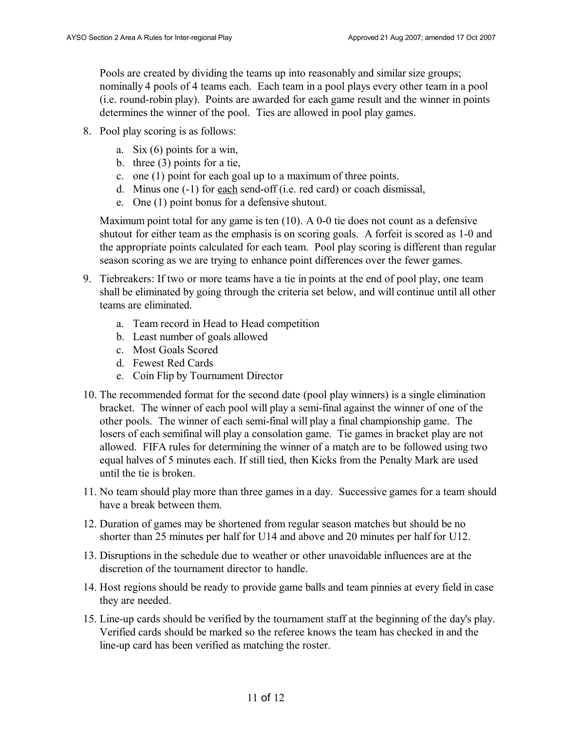Pools are created by dividing the teams up into reasonably and similar size groups; nominally 4 pools of 4 teams each. Each team in a pool plays every other team in a pool (i.e. round-robin play). Points are awarded for each game result and the winner in points determines the winner of the pool. Ties are allowed in pool play games.

8. Pool play scoring is as follows:

   a. Six (6) points for a win,
   b. three (3) points for a tie,
   c. one (1) point for each goal up to a maximum of three points.
   d. Minus one (-1) for <u>each</u> send-off (i.e. red card) or coach dismissal,
   e. One (1) point bonus for a defensive shutout.

   Maximum point total for any game is ten (10). A 0-0 tie does not count as a defensive shutout for either team as the emphasis is on scoring goals. A forfeit is scored as 1-0 and the appropriate points calculated for each team. Pool play scoring is different than regular season scoring as we are trying to enhance point differences over the fewer games.

9. Tiebreakers: If two or more teams have a tie in points at the end of pool play, one team shall be eliminated by going through the criteria set below, and will continue until all other teams are eliminated.

   a. Team record in Head to Head competition
   b. Least number of goals allowed
   c. Most Goals Scored
   d. Fewest Red Cards
   e. Coin Flip by Tournament Director

10. The recommended format for the second date (pool play winners) is a single elimination bracket. The winner of each pool will play a semi-final against the winner of one of the other pools. The winner of each semi-final will play a final championship game. The losers of each semifinal will play a consolation game. Tie games in bracket play are not allowed. FIFA rules for determining the winner of a match are to be followed using two equal halves of 5 minutes each. If still tied, then Kicks from the Penalty Mark are used until the tie is broken.

11. No team should play more than three games in a day. Successive games for a team should have a break between them.

12. Duration of games may be shortened from regular season matches but should be no shorter than 25 minutes per half for U14 and above and 20 minutes per half for U12.

13. Disruptions in the schedule due to weather or other unavoidable influences are at the discretion of the tournament director to handle.

14. Host regions should be ready to provide game balls and team pinnies at every field in case they are needed.

15. Line-up cards should be verified by the tournament staff at the beginning of the day's play. Verified cards should be marked so the referee knows the team has checked in and the line-up card has been verified as matching the roster.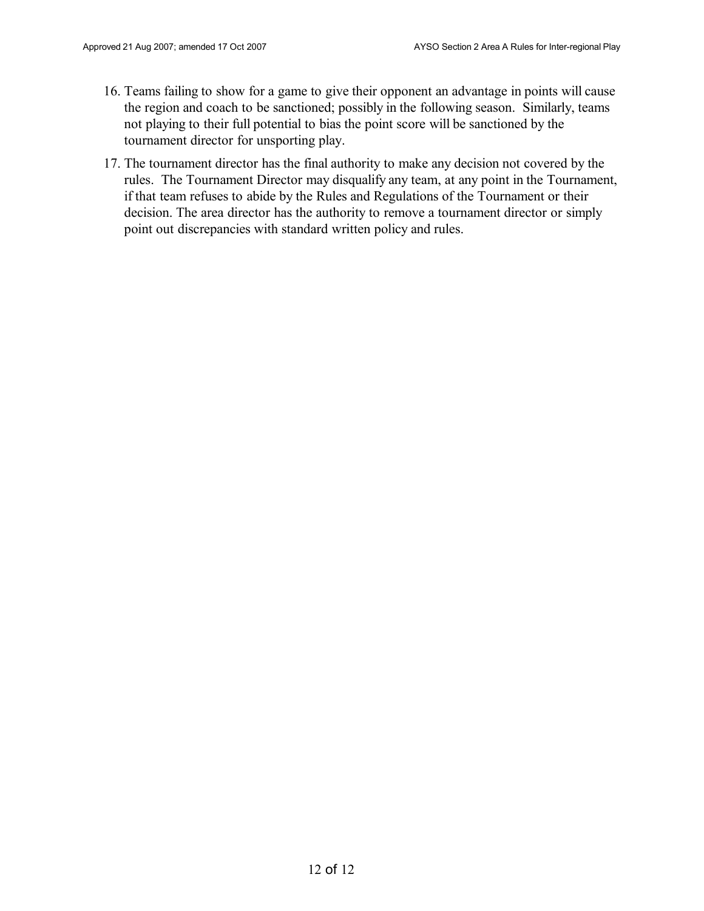16. Teams failing to show for a game to give their opponent an advantage in points will cause the region and coach to be sanctioned; possibly in the following season. Similarly, teams not playing to their full potential to bias the point score will be sanctioned by the tournament director for unsporting play.
17. The tournament director has the final authority to make any decision not covered by the rules. The Tournament Director may disqualify any team, at any point in the Tournament, if that team refuses to abide by the Rules and Regulations of the Tournament or their decision. The area director has the authority to remove a tournament director or simply point out discrepancies with standard written policy and rules.